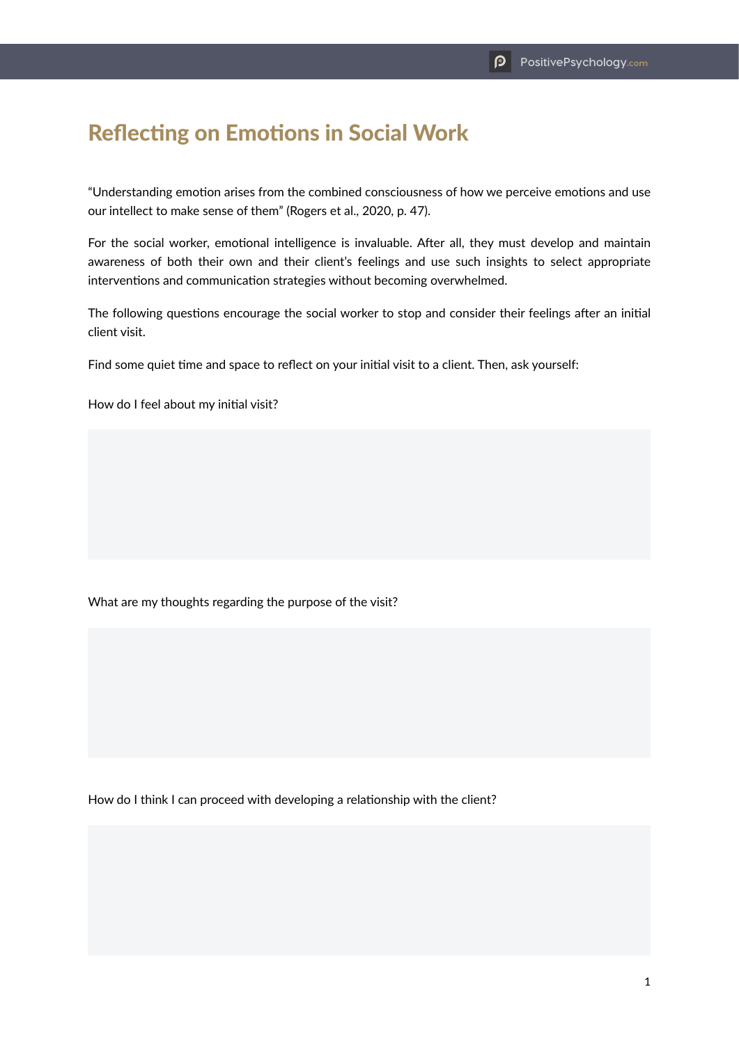# Reflecting on Emotions in Social Work

"Understanding emotion arises from the combined consciousness of how we perceive emotions and use our intellect to make sense of them" (Rogers et al., 2020, p. 47).

For the social worker, emotional intelligence is invaluable. After all, they must develop and maintain awareness of both their own and their client's feelings and use such insights to select appropriate interventions and communication strategies without becoming overwhelmed.

The following questions encourage the social worker to stop and consider their feelings after an initial client visit.

Find some quiet time and space to reflect on your initial visit to a client. Then, ask yourself:

How do I feel about my initial visit?

What are my thoughts regarding the purpose of the visit?

How do I think I can proceed with developing a relationship with the client?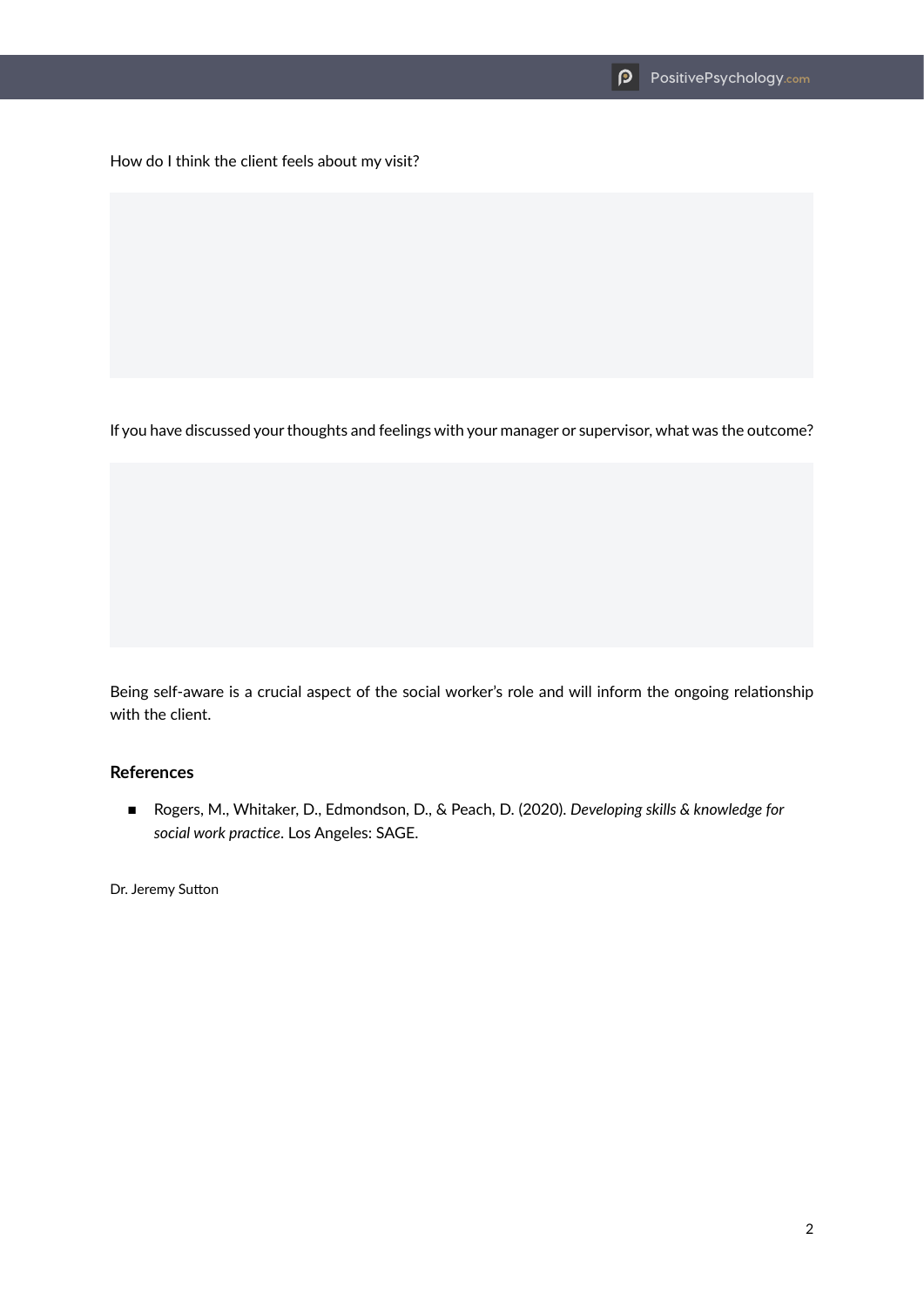How do I think the client feels about my visit?

If you have discussed your thoughts and feelings with your manager or supervisor, what was the outcome?

Being self-aware is a crucial aspect of the social worker's role and will inform the ongoing relationship with the client.

### References

- Rogers, M., Whitaker, D., Edmondson, D., & Peach, D. (2020). *Developing skills & knowledge for social work practice*. Los Angeles: SAGE.

Dr. Jeremy Sutton